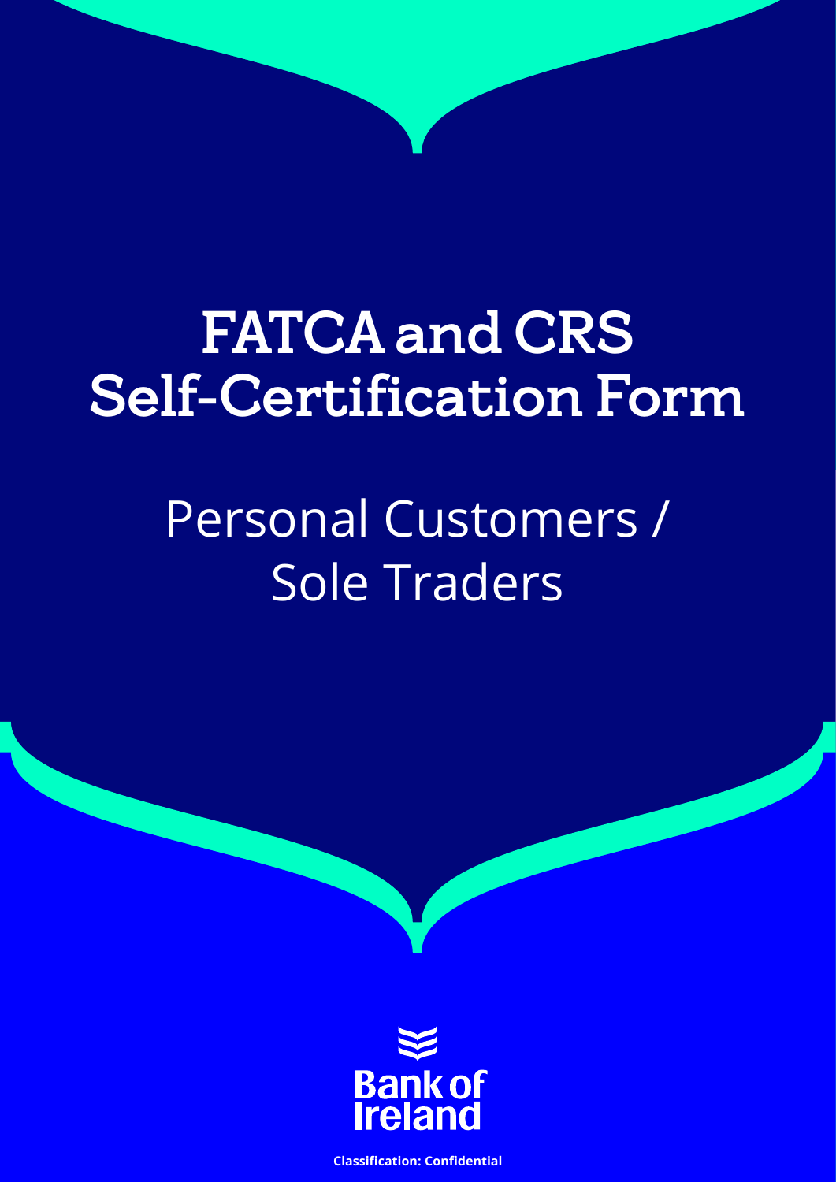# FATCA and CRS Self-Certification Form

## Personal Customers / Sole Traders

Bank of Ireland

**Classification: Confidential**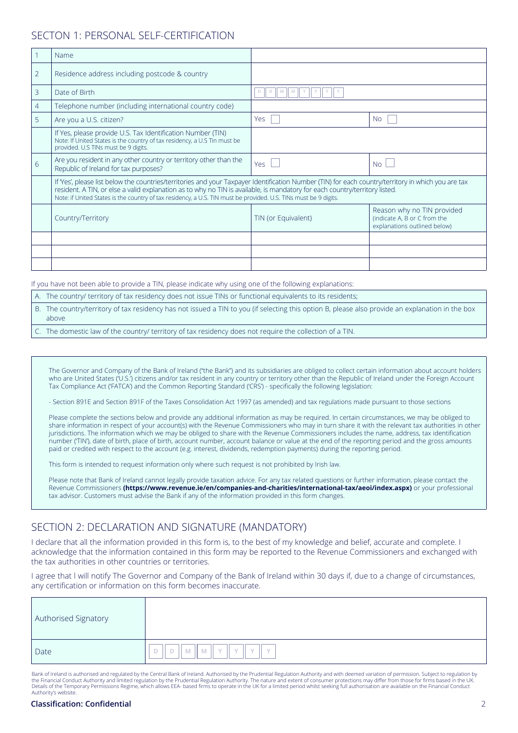## SECTON 1: PERSONAL SELF-CERTIFICATION

| | | | |
|---|---|---|---|
| 1 | Name | | |
| 2 | Residence address including postcode & country | | |
| 3 | Date of Birth | D D M M Y Y Y Y | |
| 4 | Telephone number (including international country code) | | |
| 5 | Are you a U.S. citizen? | Yes ☐ | No ☐ |
| | If Yes, please provide U.S. Tax Identification Number (TIN)<br>Note: If United States is the country of tax residency, a U.S Tin must be provided. U.S TINs must be 9 digits. | | |
| 6 | Are you resident in any other country or territory other than the Republic of Ireland for tax purposes? | Yes ☐ | No ☐ |
| | If 'Yes', please list below the countries/territories and your Taxpayer Identification Number (TIN) for each country/territory in which you are tax resident. A TIN, or else a valid explanation as to why no TIN is available, is mandatory for each country/territory listed.<br>Note: if United States is the country of tax residency, a U.S. TIN must be provided. U.S. TINs must be 9 digits. | | |
| | Country/Territory | TIN (or Equivalent) | Reason why no TIN provided (indicate A, B or C from the explanations outlined below) |
| | | | |
| | | | |
| | | | |

If you have not been able to provide a TIN, please indicate why using one of the following explanations:

A. The country/ territory of tax residency does not issue TINs or functional equivalents to its residents;

B. The country/territory of tax residency has not issued a TIN to you (if selecting this option B, please also provide an explanation in the box above

C. The domestic law of the country/ territory of tax residency does not require the collection of a TIN.

The Governor and Company of the Bank of Ireland ("the Bank") and its subsidiaries are obliged to collect certain information about account holders who are United States ('U.S.') citizens and/or tax resident in any country or territory other than the Republic of Ireland under the Foreign Account Tax Compliance Act ('FATCA') and the Common Reporting Standard ('CRS') - specifically the following legislation:

- Section 891E and Section 891F of the Taxes Consolidation Act 1997 (as amended) and tax regulations made pursuant to those sections

Please complete the sections below and provide any additional information as may be required. In certain circumstances, we may be obliged to share information in respect of your account(s) with the Revenue Commissioners who may in turn share it with the relevant tax authorities in other jurisdictions. The information which we may be obliged to share with the Revenue Commissioners includes the name, address, tax identification number ('TIN'), date of birth, place of birth, account number, account balance or value at the end of the reporting period and the gross amounts paid or credited with respect to the account (e.g. interest, dividends, redemption payments) during the reporting period.

This form is intended to request information only where such request is not prohibited by Irish law.

Please note that Bank of Ireland cannot legally provide taxation advice. For any tax related questions or further information, please contact the Revenue Commissioners **(https://www.revenue.ie/en/companies-and-charities/international-tax/aeoi/index.aspx)** or your professional tax advisor. Customers must advise the Bank if any of the information provided in this form changes.

## SECTION 2: DECLARATION AND SIGNATURE (MANDATORY)

I declare that all the information provided in this form is, to the best of my knowledge and belief, accurate and complete. I acknowledge that the information contained in this form may be reported to the Revenue Commissioners and exchanged with the tax authorities in other countries or territories.

I agree that I will notify The Governor and Company of the Bank of Ireland within 30 days if, due to a change of circumstances, any certification or information on this form becomes inaccurate.

| | |
|---|---|
| Authorised Signatory | |
| Date | D D M M Y Y Y Y |

Bank of Ireland is authorised and regulated by the Central Bank of Ireland. Authorised by the Prudential Regulation Authority and with deemed variation of permission. Subject to regulation by the Financial Conduct Authority and limited regulation by the Prudential Regulation Authority. The nature and extent of consumer protections may differ from those for firms based in the UK. Details of the Temporary Permissions Regime, which allows EEA- based firms to operate in the UK for a limited period whilst seeking full authorisation are available on the Financial Conduct Authority's website.

**Classification: Confidential**